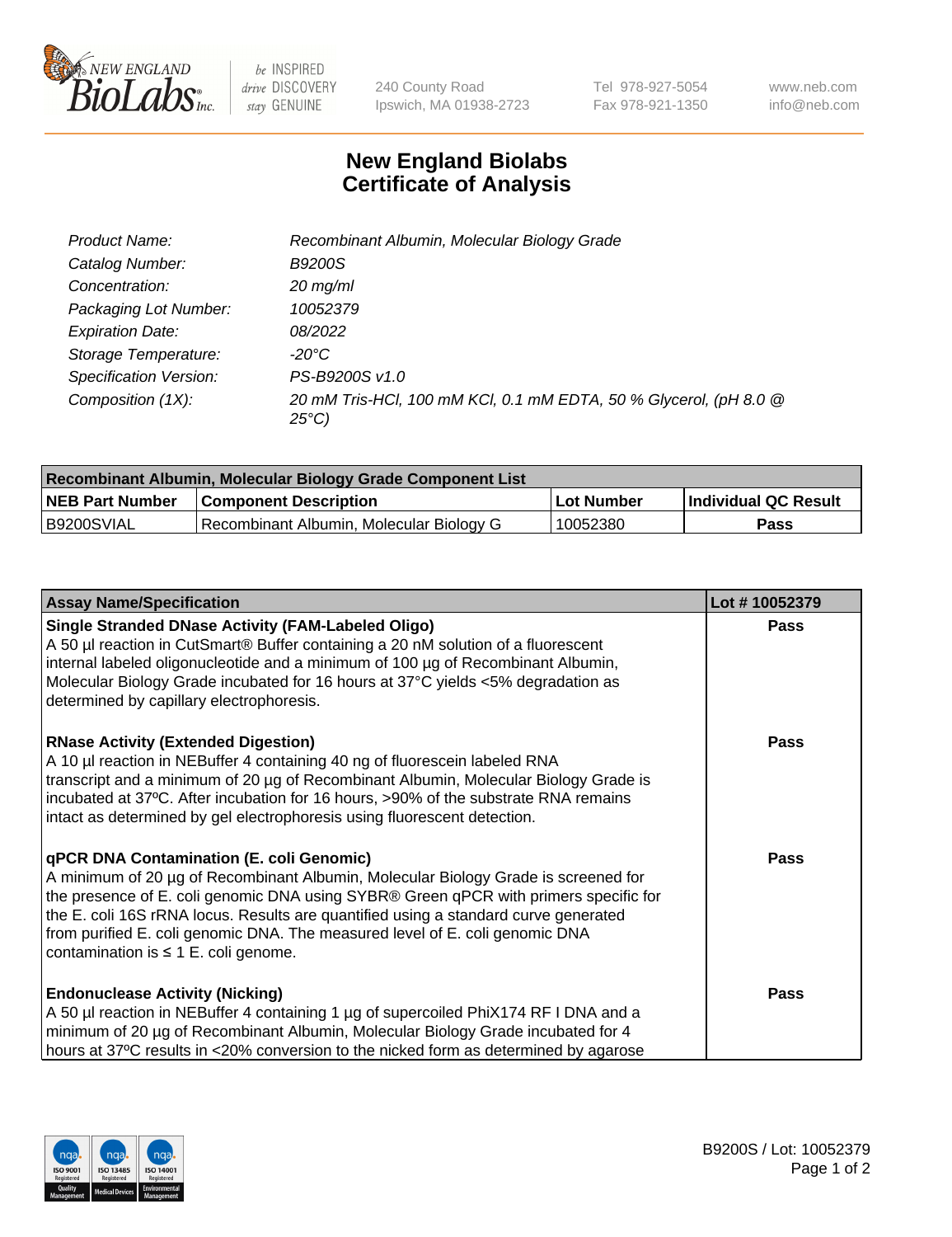# New England Biolabs Certificate of Analysis

| | |
|---|---|
| *Product Name:* | *Recombinant Albumin, Molecular Biology Grade* |
| *Catalog Number:* | *B9200S* |
| *Concentration:* | *20 mg/ml* |
| *Packaging Lot Number:* | *10052379* |
| *Expiration Date:* | *08/2022* |
| *Storage Temperature:* | *-20°C* |
| *Specification Version:* | *PS-B9200S v1.0* |
| *Composition (1X):* | *20 mM Tris-HCl, 100 mM KCl, 0.1 mM EDTA, 50 % Glycerol, (pH 8.0 @ 25°C)* |

| Recombinant Albumin, Molecular Biology Grade Component List | | | |
|---|---|---|---|
| **NEB Part Number** | **Component Description** | **Lot Number** | **Individual QC Result** |
| B9200SVIAL | Recombinant Albumin, Molecular Biology G | 10052380 | **Pass** |

| Assay Name/Specification | Lot # 10052379 |
|---|---|
| **Single Stranded DNase Activity (FAM-Labeled Oligo)**<br>A 50 µl reaction in CutSmart® Buffer containing a 20 nM solution of a fluorescent internal labeled oligonucleotide and a minimum of 100 µg of Recombinant Albumin, Molecular Biology Grade incubated for 16 hours at 37°C yields <5% degradation as determined by capillary electrophoresis. | **Pass** |
| **RNase Activity (Extended Digestion)**<br>A 10 µl reaction in NEBuffer 4 containing 40 ng of fluorescein labeled RNA transcript and a minimum of 20 µg of Recombinant Albumin, Molecular Biology Grade is incubated at 37ºC. After incubation for 16 hours, >90% of the substrate RNA remains intact as determined by gel electrophoresis using fluorescent detection. | **Pass** |
| **qPCR DNA Contamination (E. coli Genomic)**<br>A minimum of 20 µg of Recombinant Albumin, Molecular Biology Grade is screened for the presence of E. coli genomic DNA using SYBR® Green qPCR with primers specific for the E. coli 16S rRNA locus. Results are quantified using a standard curve generated from purified E. coli genomic DNA. The measured level of E. coli genomic DNA contamination is ≤ 1 E. coli genome. | **Pass** |
| **Endonuclease Activity (Nicking)**<br>A 50 µl reaction in NEBuffer 4 containing 1 µg of supercoiled PhiX174 RF I DNA and a minimum of 20 µg of Recombinant Albumin, Molecular Biology Grade incubated for 4 hours at 37ºC results in <20% conversion to the nicked form as determined by agarose | **Pass** |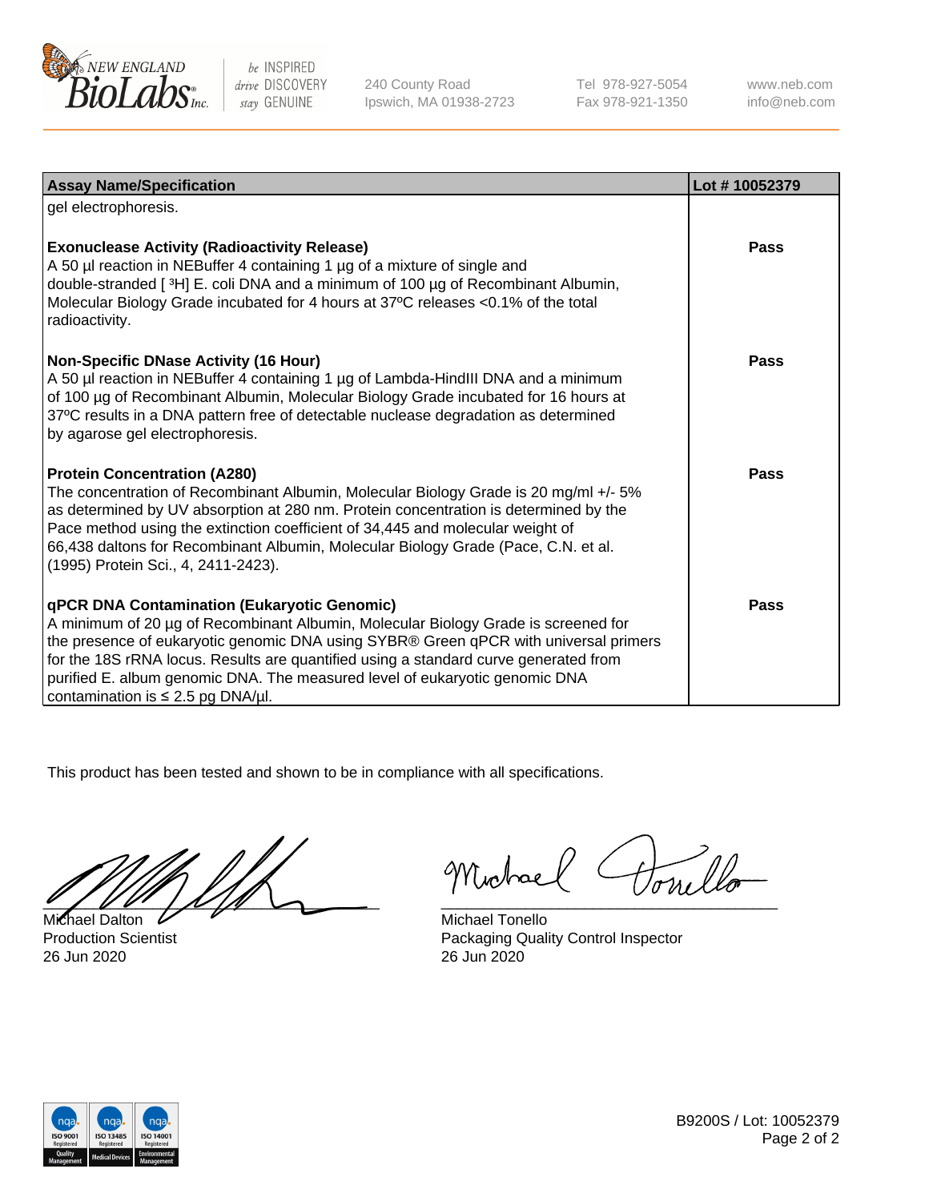| Assay Name/Specification | Lot # 10052379 |
|---|---|
| gel electrophoresis. | |
| **Exonuclease Activity (Radioactivity Release)**<br>A 50 µl reaction in NEBuffer 4 containing 1 µg of a mixture of single and double-stranded [ $^3$H] E. coli DNA and a minimum of 100 µg of Recombinant Albumin, Molecular Biology Grade incubated for 4 hours at 37ºC releases <0.1% of the total radioactivity. | **Pass** |
| **Non-Specific DNase Activity (16 Hour)**<br>A 50 µl reaction in NEBuffer 4 containing 1 µg of Lambda-HindIII DNA and a minimum of 100 µg of Recombinant Albumin, Molecular Biology Grade incubated for 16 hours at 37ºC results in a DNA pattern free of detectable nuclease degradation as determined by agarose gel electrophoresis. | **Pass** |
| **Protein Concentration (A280)**<br>The concentration of Recombinant Albumin, Molecular Biology Grade is 20 mg/ml +/- 5% as determined by UV absorption at 280 nm. Protein concentration is determined by the Pace method using the extinction coefficient of 34,445 and molecular weight of 66,438 daltons for Recombinant Albumin, Molecular Biology Grade (Pace, C.N. et al. (1995) Protein Sci., 4, 2411-2423). | **Pass** |
| **qPCR DNA Contamination (Eukaryotic Genomic)**<br>A minimum of 20 µg of Recombinant Albumin, Molecular Biology Grade is screened for the presence of eukaryotic genomic DNA using SYBR® Green qPCR with universal primers for the 18S rRNA locus. Results are quantified using a standard curve generated from purified E. album genomic DNA. The measured level of eukaryotic genomic DNA contamination is ≤ 2.5 pg DNA/µl. | **Pass** |

This product has been tested and shown to be in compliance with all specifications.

Michael Dalton
Production Scientist
26 Jun 2020

Michael Tonello
Packaging Quality Control Inspector
26 Jun 2020

B9200S / Lot: 10052379